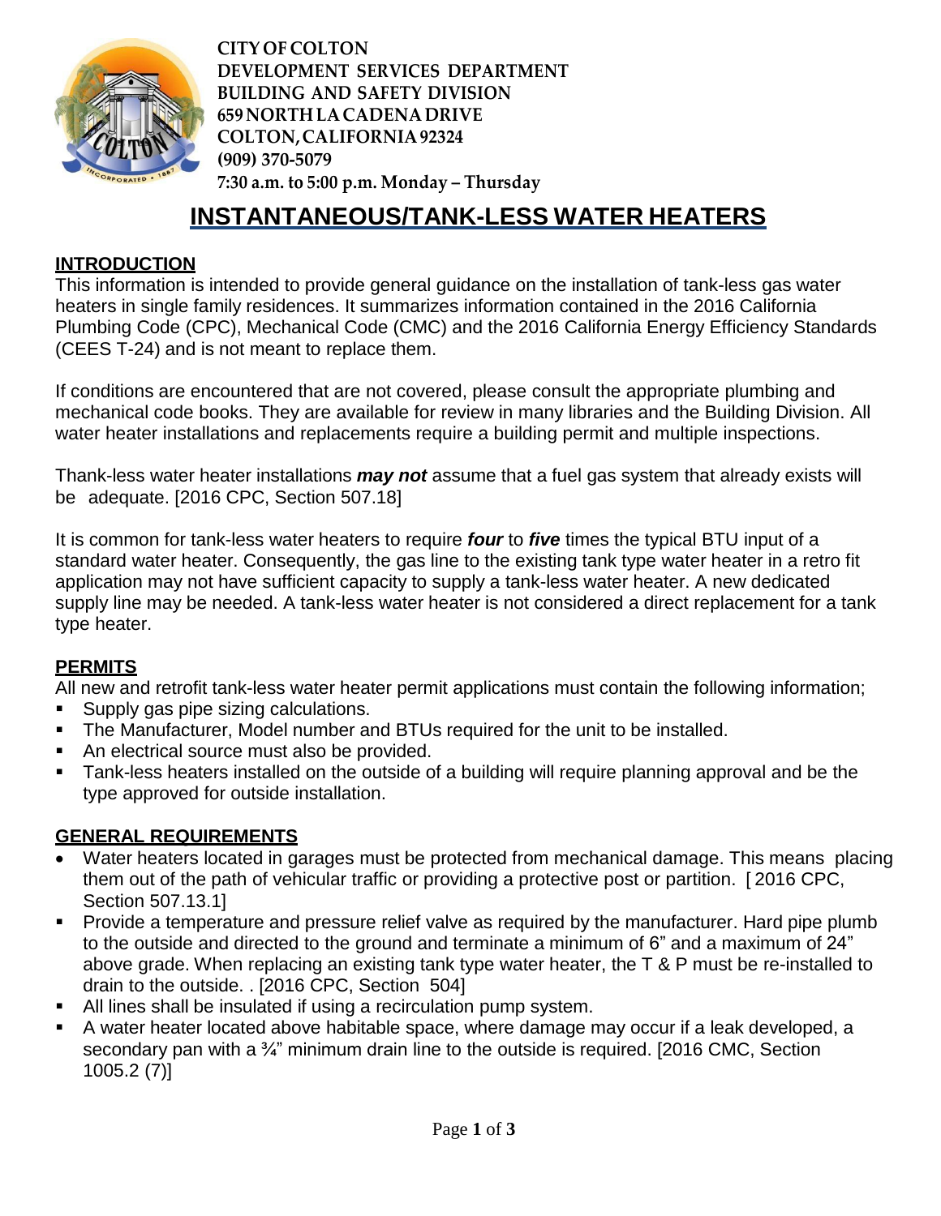**CITY OF COLTON**
**DEVELOPMENT SERVICES DEPARTMENT**
**BUILDING AND SAFETY DIVISION**
**659 NORTH LA CADENA DRIVE**
**COLTON, CALIFORNIA 92324**
**(909) 370-5079**
**7:30 a.m. to 5:00 p.m. Monday – Thursday**

# INSTANTANEOUS/TANK-LESS WATER HEATERS

## INTRODUCTION

This information is intended to provide general guidance on the installation of tank-less gas water heaters in single family residences. It summarizes information contained in the 2016 California Plumbing Code (CPC), Mechanical Code (CMC) and the 2016 California Energy Efficiency Standards (CEES T-24) and is not meant to replace them.

If conditions are encountered that are not covered, please consult the appropriate plumbing and mechanical code books. They are available for review in many libraries and the Building Division. All water heater installations and replacements require a building permit and multiple inspections.

Thank-less water heater installations ***may not*** assume that a fuel gas system that already exists will be adequate. [2016 CPC, Section 507.18]

It is common for tank-less water heaters to require ***four*** to ***five*** times the typical BTU input of a standard water heater. Consequently, the gas line to the existing tank type water heater in a retro fit application may not have sufficient capacity to supply a tank-less water heater. A new dedicated supply line may be needed. A tank-less water heater is not considered a direct replacement for a tank type heater.

## PERMITS

All new and retrofit tank-less water heater permit applications must contain the following information;

- Supply gas pipe sizing calculations.
- The Manufacturer, Model number and BTUs required for the unit to be installed.
- An electrical source must also be provided.
- Tank-less heaters installed on the outside of a building will require planning approval and be the type approved for outside installation.

## GENERAL REQUIREMENTS

- Water heaters located in garages must be protected from mechanical damage. This means placing them out of the path of vehicular traffic or providing a protective post or partition. [ 2016 CPC, Section 507.13.1]
- Provide a temperature and pressure relief valve as required by the manufacturer. Hard pipe plumb to the outside and directed to the ground and terminate a minimum of 6" and a maximum of 24" above grade. When replacing an existing tank type water heater, the T & P must be re-installed to drain to the outside. . [2016 CPC, Section 504]
- All lines shall be insulated if using a recirculation pump system.
- A water heater located above habitable space, where damage may occur if a leak developed, a secondary pan with a ¾" minimum drain line to the outside is required. [2016 CMC, Section 1005.2 (7)]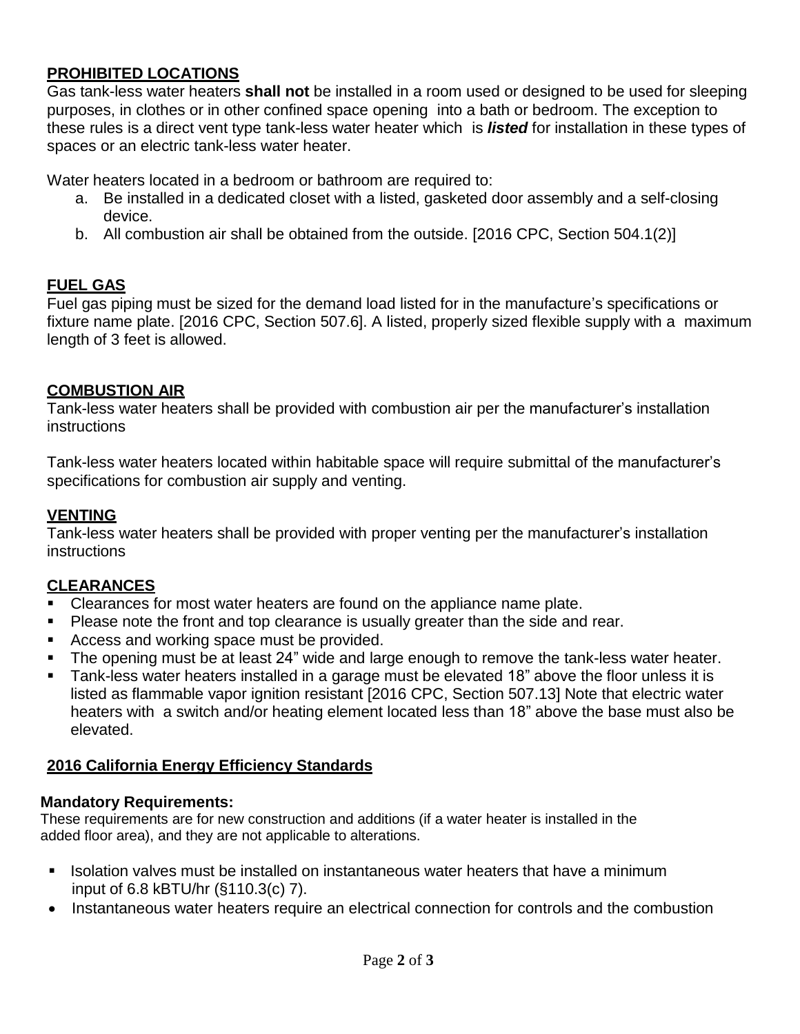## PROHIBITED LOCATIONS

Gas tank-less water heaters **shall not** be installed in a room used or designed to be used for sleeping purposes, in clothes or in other confined space opening into a bath or bedroom. The exception to these rules is a direct vent type tank-less water heater which is ***listed*** for installation in these types of spaces or an electric tank-less water heater.

Water heaters located in a bedroom or bathroom are required to:

a. Be installed in a dedicated closet with a listed, gasketed door assembly and a self-closing device.
b. All combustion air shall be obtained from the outside. [2016 CPC, Section 504.1(2)]

## FUEL GAS

Fuel gas piping must be sized for the demand load listed for in the manufacture's specifications or fixture name plate. [2016 CPC, Section 507.6]. A listed, properly sized flexible supply with a maximum length of 3 feet is allowed.

## COMBUSTION AIR

Tank-less water heaters shall be provided with combustion air per the manufacturer's installation instructions

Tank-less water heaters located within habitable space will require submittal of the manufacturer's specifications for combustion air supply and venting.

## VENTING

Tank-less water heaters shall be provided with proper venting per the manufacturer's installation instructions

## CLEARANCES

- Clearances for most water heaters are found on the appliance name plate.
- Please note the front and top clearance is usually greater than the side and rear.
- Access and working space must be provided.
- The opening must be at least 24" wide and large enough to remove the tank-less water heater.
- Tank-less water heaters installed in a garage must be elevated 18" above the floor unless it is listed as flammable vapor ignition resistant [2016 CPC, Section 507.13] Note that electric water heaters with a switch and/or heating element located less than 18" above the base must also be elevated.

## 2016 California Energy Efficiency Standards

**Mandatory Requirements:**

These requirements are for new construction and additions (if a water heater is installed in the added floor area), and they are not applicable to alterations.

- Isolation valves must be installed on instantaneous water heaters that have a minimum input of 6.8 kBTU/hr (§110.3(c) 7).
- Instantaneous water heaters require an electrical connection for controls and the combustion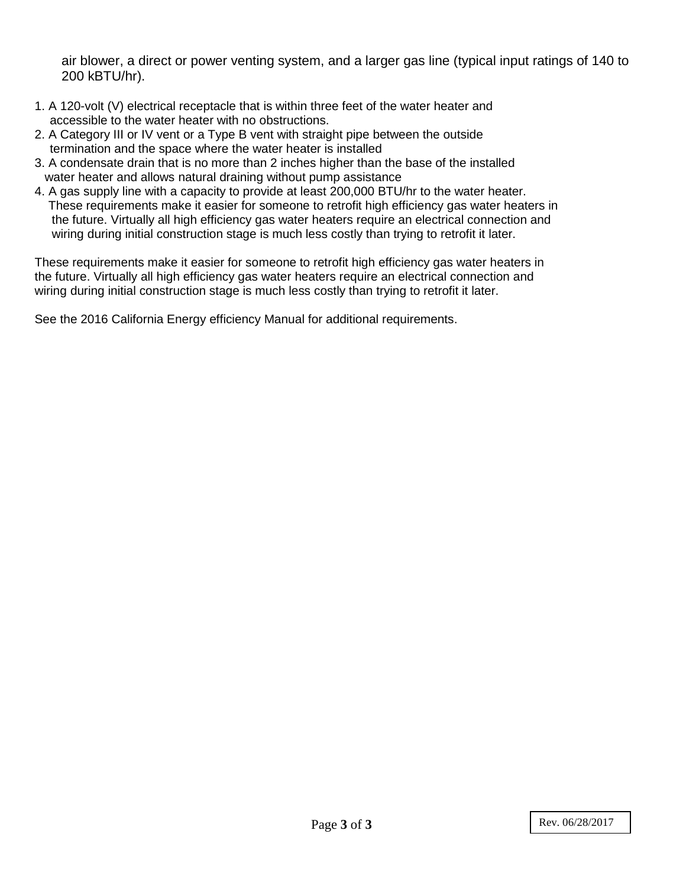air blower, a direct or power venting system, and a larger gas line (typical input ratings of 140 to 200 kBTU/hr).

1. A 120-volt (V) electrical receptacle that is within three feet of the water heater and accessible to the water heater with no obstructions.
2. A Category III or IV vent or a Type B vent with straight pipe between the outside termination and the space where the water heater is installed
3. A condensate drain that is no more than 2 inches higher than the base of the installed water heater and allows natural draining without pump assistance
4. A gas supply line with a capacity to provide at least 200,000 BTU/hr to the water heater. These requirements make it easier for someone to retrofit high efficiency gas water heaters in the future. Virtually all high efficiency gas water heaters require an electrical connection and wiring during initial construction stage is much less costly than trying to retrofit it later.

These requirements make it easier for someone to retrofit high efficiency gas water heaters in the future. Virtually all high efficiency gas water heaters require an electrical connection and wiring during initial construction stage is much less costly than trying to retrofit it later.

See the 2016 California Energy efficiency Manual for additional requirements.

Rev. 06/28/2017